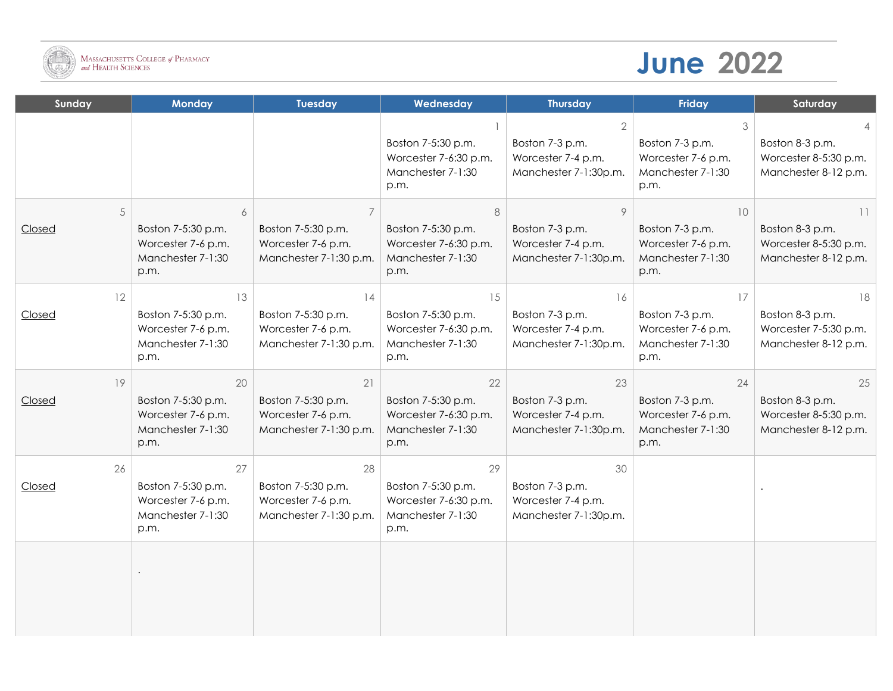Massachusetts College of Pharmacy and Health Sciences

# June 2022

| Sunday | Monday | Tuesday | Wednesday | Thursday | Friday | Saturday |
|---|---|---|---|---|---|---|
| | | | 1<br>Boston 7-5:30 p.m.<br>Worcester 7-6:30 p.m.<br>Manchester 7-1:30 p.m. | 2<br>Boston 7-3 p.m.<br>Worcester 7-4 p.m.<br>Manchester 7-1:30p.m. | 3<br>Boston 7-3 p.m.<br>Worcester 7-6 p.m.<br>Manchester 7-1:30 p.m. | 4<br>Boston 8-3 p.m.<br>Worcester 8-5:30 p.m.<br>Manchester 8-12 p.m. |
| 5<br>Closed | 6<br>Boston 7-5:30 p.m.<br>Worcester 7-6 p.m.<br>Manchester 7-1:30 p.m. | 7<br>Boston 7-5:30 p.m.<br>Worcester 7-6 p.m.<br>Manchester 7-1:30 p.m. | 8<br>Boston 7-5:30 p.m.<br>Worcester 7-6:30 p.m.<br>Manchester 7-1:30 p.m. | 9<br>Boston 7-3 p.m.<br>Worcester 7-4 p.m.<br>Manchester 7-1:30p.m. | 10<br>Boston 7-3 p.m.<br>Worcester 7-6 p.m.<br>Manchester 7-1:30 p.m. | 11<br>Boston 8-3 p.m.<br>Worcester 8-5:30 p.m.<br>Manchester 8-12 p.m. |
| 12<br>Closed | 13<br>Boston 7-5:30 p.m.<br>Worcester 7-6 p.m.<br>Manchester 7-1:30 p.m. | 14<br>Boston 7-5:30 p.m.<br>Worcester 7-6 p.m.<br>Manchester 7-1:30 p.m. | 15<br>Boston 7-5:30 p.m.<br>Worcester 7-6:30 p.m.<br>Manchester 7-1:30 p.m. | 16<br>Boston 7-3 p.m.<br>Worcester 7-4 p.m.<br>Manchester 7-1:30p.m. | 17<br>Boston 7-3 p.m.<br>Worcester 7-6 p.m.<br>Manchester 7-1:30 p.m. | 18<br>Boston 8-3 p.m.<br>Worcester 7-5:30 p.m.<br>Manchester 8-12 p.m. |
| 19<br>Closed | 20<br>Boston 7-5:30 p.m.<br>Worcester 7-6 p.m.<br>Manchester 7-1:30 p.m. | 21<br>Boston 7-5:30 p.m.<br>Worcester 7-6 p.m.<br>Manchester 7-1:30 p.m. | 22<br>Boston 7-5:30 p.m.<br>Worcester 7-6:30 p.m.<br>Manchester 7-1:30 p.m. | 23<br>Boston 7-3 p.m.<br>Worcester 7-4 p.m.<br>Manchester 7-1:30p.m. | 24<br>Boston 7-3 p.m.<br>Worcester 7-6 p.m.<br>Manchester 7-1:30 p.m. | 25<br>Boston 8-3 p.m.<br>Worcester 8-5:30 p.m.<br>Manchester 8-12 p.m. |
| 26<br>Closed | 27<br>Boston 7-5:30 p.m.<br>Worcester 7-6 p.m.<br>Manchester 7-1:30 p.m. | 28<br>Boston 7-5:30 p.m.<br>Worcester 7-6 p.m.<br>Manchester 7-1:30 p.m. | 29<br>Boston 7-5:30 p.m.<br>Worcester 7-6:30 p.m.<br>Manchester 7-1:30 p.m. | 30<br>Boston 7-3 p.m.<br>Worcester 7-4 p.m.<br>Manchester 7-1:30p.m. | | . |
| | . | | | | | |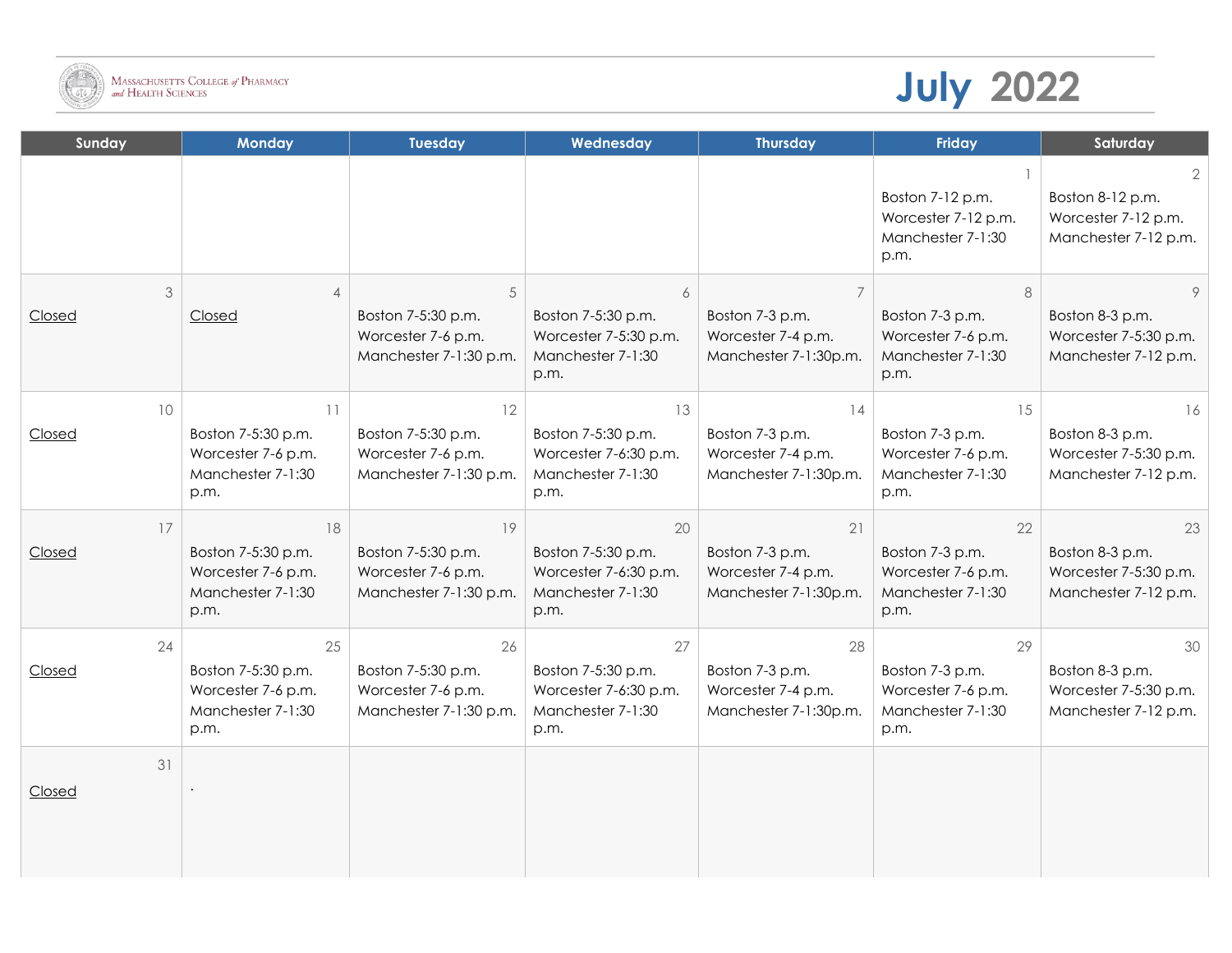Massachusetts College of Pharmacy and Health Sciences

# July 2022

| Sunday | Monday | Tuesday | Wednesday | Thursday | Friday | Saturday |
|---|---|---|---|---|---|---|
| | | | | | 1 Boston 7-12 p.m. Worcester 7-12 p.m. Manchester 7-1:30 p.m. | 2 Boston 8-12 p.m. Worcester 7-12 p.m. Manchester 7-12 p.m. |
| 3 Closed | 4 Closed | 5 Boston 7-5:30 p.m. Worcester 7-6 p.m. Manchester 7-1:30 p.m. | 6 Boston 7-5:30 p.m. Worcester 7-5:30 p.m. Manchester 7-1:30 p.m. | 7 Boston 7-3 p.m. Worcester 7-4 p.m. Manchester 7-1:30p.m. | 8 Boston 7-3 p.m. Worcester 7-6 p.m. Manchester 7-1:30 p.m. | 9 Boston 8-3 p.m. Worcester 7-5:30 p.m. Manchester 7-12 p.m. |
| 10 Closed | 11 Boston 7-5:30 p.m. Worcester 7-6 p.m. Manchester 7-1:30 p.m. | 12 Boston 7-5:30 p.m. Worcester 7-6 p.m. Manchester 7-1:30 p.m. | 13 Boston 7-5:30 p.m. Worcester 7-6:30 p.m. Manchester 7-1:30 p.m. | 14 Boston 7-3 p.m. Worcester 7-4 p.m. Manchester 7-1:30p.m. | 15 Boston 7-3 p.m. Worcester 7-6 p.m. Manchester 7-1:30 p.m. | 16 Boston 8-3 p.m. Worcester 7-5:30 p.m. Manchester 7-12 p.m. |
| 17 Closed | 18 Boston 7-5:30 p.m. Worcester 7-6 p.m. Manchester 7-1:30 p.m. | 19 Boston 7-5:30 p.m. Worcester 7-6 p.m. Manchester 7-1:30 p.m. | 20 Boston 7-5:30 p.m. Worcester 7-6:30 p.m. Manchester 7-1:30 p.m. | 21 Boston 7-3 p.m. Worcester 7-4 p.m. Manchester 7-1:30p.m. | 22 Boston 7-3 p.m. Worcester 7-6 p.m. Manchester 7-1:30 p.m. | 23 Boston 8-3 p.m. Worcester 7-5:30 p.m. Manchester 7-12 p.m. |
| 24 Closed | 25 Boston 7-5:30 p.m. Worcester 7-6 p.m. Manchester 7-1:30 p.m. | 26 Boston 7-5:30 p.m. Worcester 7-6 p.m. Manchester 7-1:30 p.m. | 27 Boston 7-5:30 p.m. Worcester 7-6:30 p.m. Manchester 7-1:30 p.m. | 28 Boston 7-3 p.m. Worcester 7-4 p.m. Manchester 7-1:30p.m. | 29 Boston 7-3 p.m. Worcester 7-6 p.m. Manchester 7-1:30 p.m. | 30 Boston 8-3 p.m. Worcester 7-5:30 p.m. Manchester 7-12 p.m. |
| 31 Closed | . | | | | | |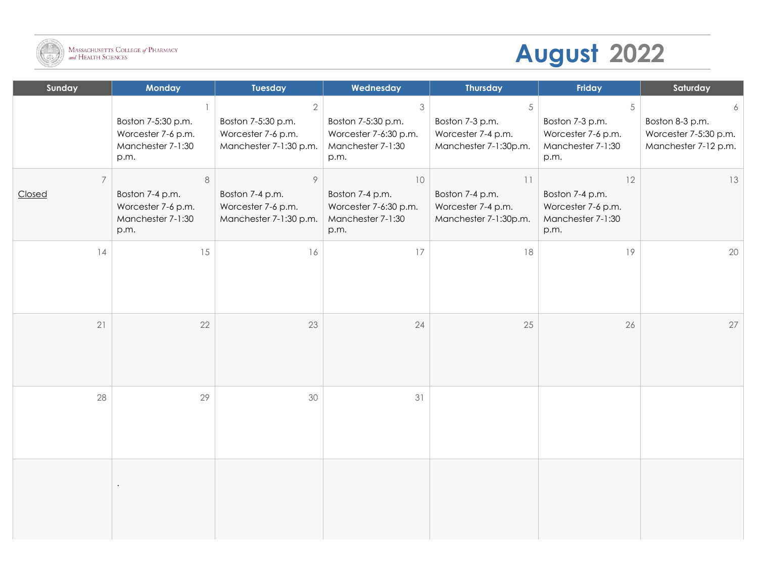Massachusetts College of Pharmacy and Health Sciences

# August 2022

| Sunday | Monday | Tuesday | Wednesday | Thursday | Friday | Saturday |
|---|---|---|---|---|---|---|
| | 1<br>Boston 7-5:30 p.m.<br>Worcester 7-6 p.m.<br>Manchester 7-1:30 p.m. | 2<br>Boston 7-5:30 p.m.<br>Worcester 7-6 p.m.<br>Manchester 7-1:30 p.m. | 3<br>Boston 7-5:30 p.m.<br>Worcester 7-6:30 p.m.<br>Manchester 7-1:30 p.m. | 5<br>Boston 7-3 p.m.<br>Worcester 7-4 p.m.<br>Manchester 7-1:30p.m. | 5<br>Boston 7-3 p.m.<br>Worcester 7-6 p.m.<br>Manchester 7-1:30 p.m. | 6<br>Boston 8-3 p.m.<br>Worcester 7-5:30 p.m.<br>Manchester 7-12 p.m. |
| 7<br>Closed | 8<br>Boston 7-4 p.m.<br>Worcester 7-6 p.m.<br>Manchester 7-1:30 p.m. | 9<br>Boston 7-4 p.m.<br>Worcester 7-6 p.m.<br>Manchester 7-1:30 p.m. | 10<br>Boston 7-4 p.m.<br>Worcester 7-6:30 p.m.<br>Manchester 7-1:30 p.m. | 11<br>Boston 7-4 p.m.<br>Worcester 7-4 p.m.<br>Manchester 7-1:30p.m. | 12<br>Boston 7-4 p.m.<br>Worcester 7-6 p.m.<br>Manchester 7-1:30 p.m. | 13 |
| 14 | 15 | 16 | 17 | 18 | 19 | 20 |
| 21 | 22 | 23 | 24 | 25 | 26 | 27 |
| 28 | 29 | 30 | 31 | | | |
| | . | | | | | |